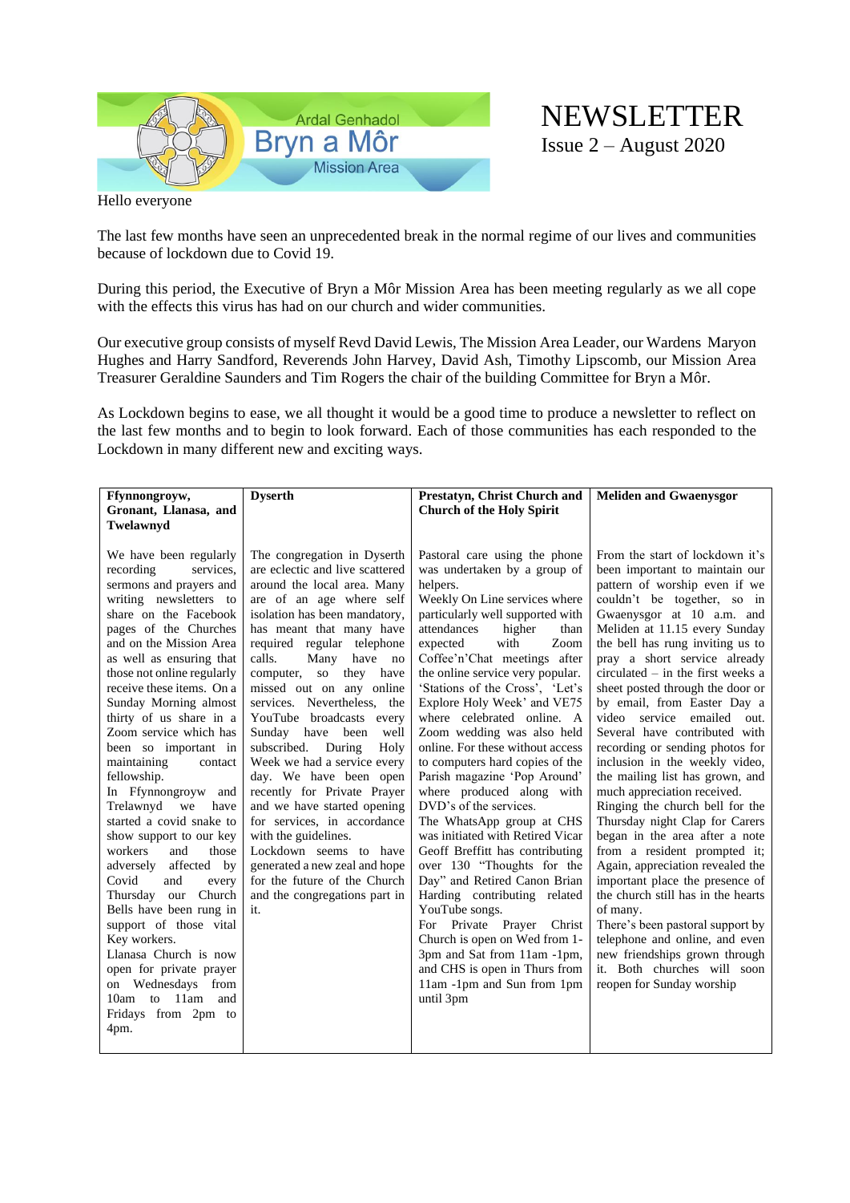Ardal Genhadol
Bryn a Môr
Mission Area

# NEWSLETTER

Issue 2 – August 2020

Hello everyone

The last few months have seen an unprecedented break in the normal regime of our lives and communities because of lockdown due to Covid 19.

During this period, the Executive of Bryn a Môr Mission Area has been meeting regularly as we all cope with the effects this virus has had on our church and wider communities.

Our executive group consists of myself Revd David Lewis, The Mission Area Leader, our Wardens Maryon Hughes and Harry Sandford, Reverends John Harvey, David Ash, Timothy Lipscomb, our Mission Area Treasurer Geraldine Saunders and Tim Rogers the chair of the building Committee for Bryn a Môr.

As Lockdown begins to ease, we all thought it would be a good time to produce a newsletter to reflect on the last few months and to begin to look forward. Each of those communities has each responded to the Lockdown in many different new and exciting ways.

### Ffynnongroyw, Gronant, Llanasa, and Twelawnyd

We have been regularly recording services, sermons and prayers and writing newsletters to share on the Facebook pages of the Churches and on the Mission Area as well as ensuring that those not online regularly receive these items. On a Sunday Morning almost thirty of us share in a Zoom service which has been so important in maintaining contact fellowship.

In Ffynnongroyw and Trelawnyd we have started a covid snake to show support to our key workers and those adversely affected by Covid and every Thursday our Church Bells have been rung in support of those vital Key workers.

Llanasa Church is now open for private prayer on Wednesdays from 10am to 11am and Fridays from 2pm to 4pm.

### Dyserth

The congregation in Dyserth are eclectic and live scattered around the local area. Many are of an age where self isolation has been mandatory, has meant that many have required regular telephone calls. Many have no computer, so they have missed out on any online services. Nevertheless, the YouTube broadcasts every Sunday have been well subscribed. During Holy Week we had a service every day. We have been open recently for Private Prayer and we have started opening for services, in accordance with the guidelines.

Lockdown seems to have generated a new zeal and hope for the future of the Church and the congregations part in it.

### Prestatyn, Christ Church and Church of the Holy Spirit

Pastoral care using the phone was undertaken by a group of helpers.

Weekly On Line services where particularly well supported with attendances higher than expected with Zoom Coffee'n'Chat meetings after the online service very popular. 'Stations of the Cross', 'Let's Explore Holy Week' and VE75 where celebrated online. A Zoom wedding was also held online. For these without access to computers hard copies of the Parish magazine 'Pop Around' where produced along with DVD's of the services.

The WhatsApp group at CHS was initiated with Retired Vicar Geoff Breffitt has contributing over 130 "Thoughts for the Day" and Retired Canon Brian Harding contributing related YouTube songs.

For Private Prayer Christ Church is open on Wed from 1-3pm and Sat from 11am -1pm, and CHS is open in Thurs from 11am -1pm and Sun from 1pm until 3pm

### Meliden and Gwaenysgor

From the start of lockdown it's been important to maintain our pattern of worship even if we couldn't be together, so in Gwaenysgor at 10 a.m. and Meliden at 11.15 every Sunday the bell has rung inviting us to pray a short service already circulated – in the first weeks a sheet posted through the door or by email, from Easter Day a video service emailed out. Several have contributed with recording or sending photos for inclusion in the weekly video, the mailing list has grown, and much appreciation received.

Ringing the church bell for the Thursday night Clap for Carers began in the area after a note from a resident prompted it; Again, appreciation revealed the important place the presence of the church still has in the hearts of many.

There's been pastoral support by telephone and online, and even new friendships grown through it. Both churches will soon reopen for Sunday worship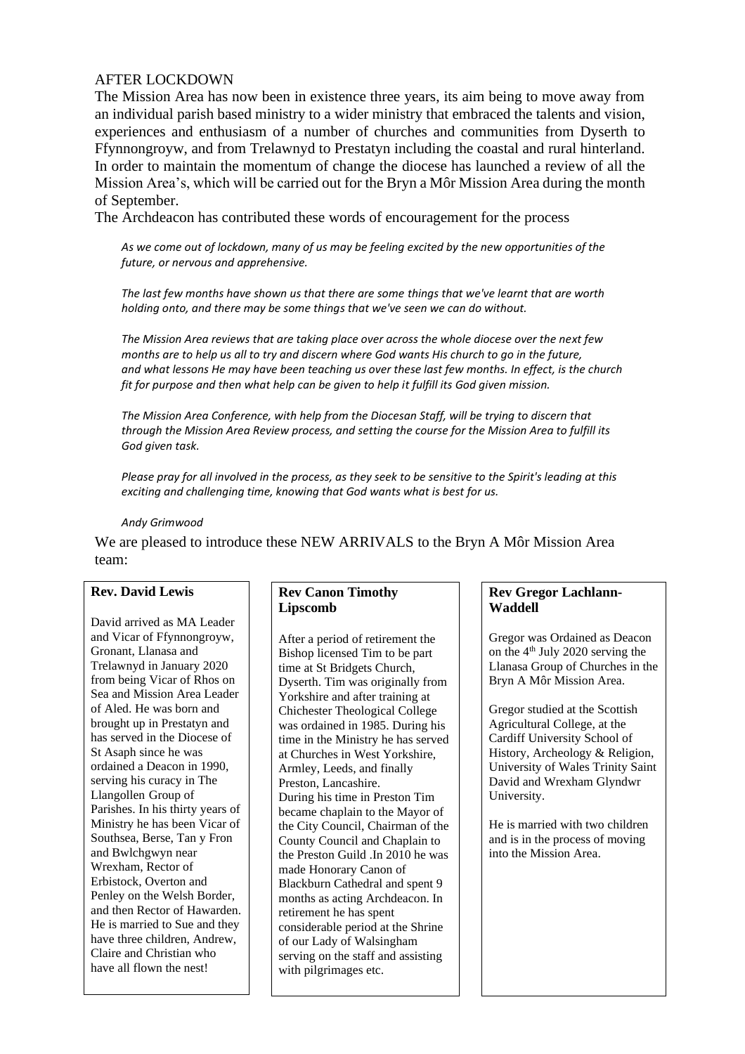## AFTER LOCKDOWN

The Mission Area has now been in existence three years, its aim being to move away from an individual parish based ministry to a wider ministry that embraced the talents and vision, experiences and enthusiasm of a number of churches and communities from Dyserth to Ffynnongroyw, and from Trelawnyd to Prestatyn including the coastal and rural hinterland. In order to maintain the momentum of change the diocese has launched a review of all the Mission Area's, which will be carried out for the Bryn a Môr Mission Area during the month of September.

The Archdeacon has contributed these words of encouragement for the process

*As we come out of lockdown, many of us may be feeling excited by the new opportunities of the future, or nervous and apprehensive.*

*The last few months have shown us that there are some things that we've learnt that are worth holding onto, and there may be some things that we've seen we can do without.*

*The Mission Area reviews that are taking place over across the whole diocese over the next few months are to help us all to try and discern where God wants His church to go in the future, and what lessons He may have been teaching us over these last few months. In effect, is the church fit for purpose and then what help can be given to help it fulfill its God given mission.*

*The Mission Area Conference, with help from the Diocesan Staff, will be trying to discern that through the Mission Area Review process, and setting the course for the Mission Area to fulfill its God given task.*

*Please pray for all involved in the process, as they seek to be sensitive to the Spirit's leading at this exciting and challenging time, knowing that God wants what is best for us.*

*Andy Grimwood*

We are pleased to introduce these NEW ARRIVALS to the Bryn A Môr Mission Area team:

**Rev. David Lewis**

David arrived as MA Leader and Vicar of Ffynnongroyw, Gronant, Llanasa and Trelawnyd in January 2020 from being Vicar of Rhos on Sea and Mission Area Leader of Aled. He was born and brought up in Prestatyn and has served in the Diocese of St Asaph since he was ordained a Deacon in 1990, serving his curacy in The Llangollen Group of Parishes. In his thirty years of Ministry he has been Vicar of Southsea, Berse, Tan y Fron and Bwlchgwyn near Wrexham, Rector of Erbistock, Overton and Penley on the Welsh Border, and then Rector of Hawarden. He is married to Sue and they have three children, Andrew, Claire and Christian who have all flown the nest!

**Rev Canon Timothy Lipscomb**

After a period of retirement the Bishop licensed Tim to be part time at St Bridgets Church, Dyserth. Tim was originally from Yorkshire and after training at Chichester Theological College was ordained in 1985. During his time in the Ministry he has served at Churches in West Yorkshire, Armley, Leeds, and finally Preston, Lancashire.

During his time in Preston Tim became chaplain to the Mayor of the City Council, Chairman of the County Council and Chaplain to the Preston Guild .In 2010 he was made Honorary Canon of Blackburn Cathedral and spent 9 months as acting Archdeacon. In retirement he has spent considerable period at the Shrine of our Lady of Walsingham serving on the staff and assisting with pilgrimages etc.

**Rev Gregor Lachlann-Waddell**

Gregor was Ordained as Deacon on the 4th July 2020 serving the Llanasa Group of Churches in the Bryn A Môr Mission Area.

Gregor studied at the Scottish Agricultural College, at the Cardiff University School of History, Archeology & Religion, University of Wales Trinity Saint David and Wrexham Glyndwr University.

He is married with two children and is in the process of moving into the Mission Area.